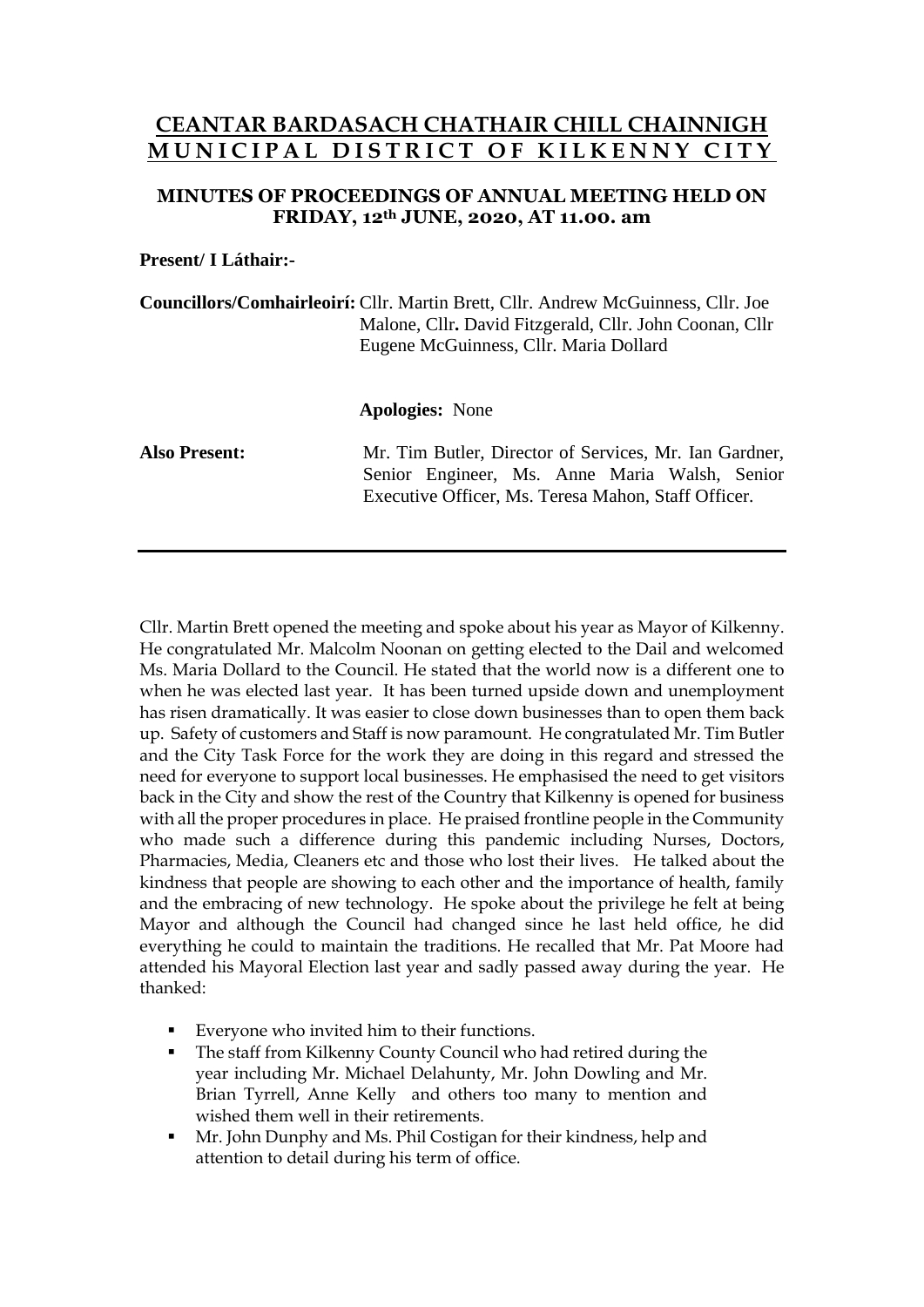# CEANTAR BARDASACH CHATHAIR CHILL CHAINNIGH
# MUNICIPAL DISTRICT OF KILKENNY CITY

## MINUTES OF PROCEEDINGS OF ANNUAL MEETING HELD ON FRIDAY, 12th JUNE, 2020, AT 11.00. am

**Present/ I Láthair:-**

**Councillors/Comhairleoirí:** Cllr. Martin Brett, Cllr. Andrew McGuinness, Cllr. Joe Malone, Cllr**.** David Fitzgerald, Cllr. John Coonan, Cllr Eugene McGuinness, Cllr. Maria Dollard

**Apologies:** None

**Also Present:** Mr. Tim Butler, Director of Services, Mr. Ian Gardner, Senior Engineer, Ms. Anne Maria Walsh, Senior Executive Officer, Ms. Teresa Mahon, Staff Officer.

---

Cllr. Martin Brett opened the meeting and spoke about his year as Mayor of Kilkenny. He congratulated Mr. Malcolm Noonan on getting elected to the Dail and welcomed Ms. Maria Dollard to the Council. He stated that the world now is a different one to when he was elected last year. It has been turned upside down and unemployment has risen dramatically. It was easier to close down businesses than to open them back up. Safety of customers and Staff is now paramount. He congratulated Mr. Tim Butler and the City Task Force for the work they are doing in this regard and stressed the need for everyone to support local businesses. He emphasised the need to get visitors back in the City and show the rest of the Country that Kilkenny is opened for business with all the proper procedures in place. He praised frontline people in the Community who made such a difference during this pandemic including Nurses, Doctors, Pharmacies, Media, Cleaners etc and those who lost their lives. He talked about the kindness that people are showing to each other and the importance of health, family and the embracing of new technology. He spoke about the privilege he felt at being Mayor and although the Council had changed since he last held office, he did everything he could to maintain the traditions. He recalled that Mr. Pat Moore had attended his Mayoral Election last year and sadly passed away during the year. He thanked:

- Everyone who invited him to their functions.
- The staff from Kilkenny County Council who had retired during the year including Mr. Michael Delahunty, Mr. John Dowling and Mr. Brian Tyrrell, Anne Kelly and others too many to mention and wished them well in their retirements.
- Mr. John Dunphy and Ms. Phil Costigan for their kindness, help and attention to detail during his term of office.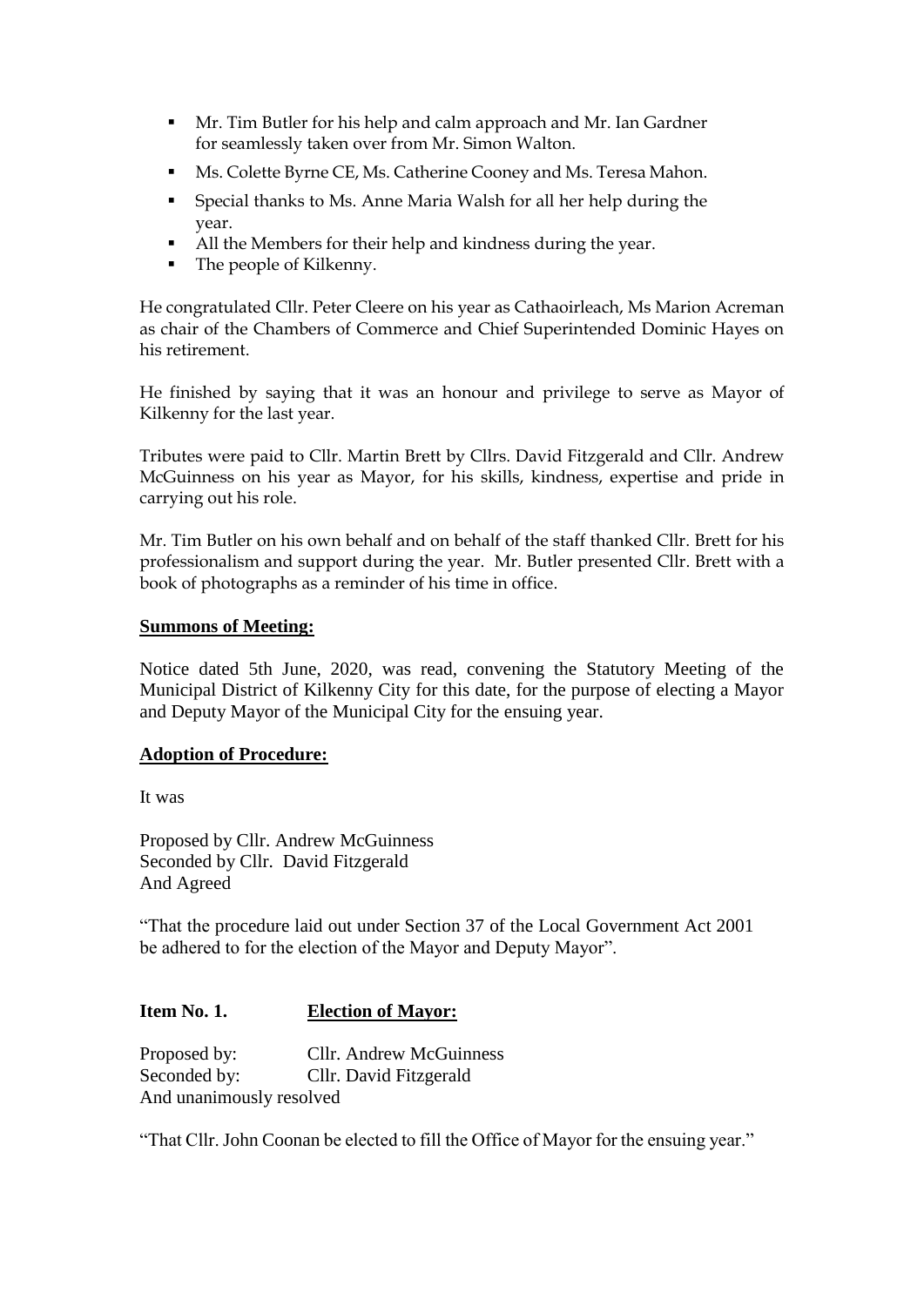- Mr. Tim Butler for his help and calm approach and Mr. Ian Gardner for seamlessly taken over from Mr. Simon Walton.
- Ms. Colette Byrne CE, Ms. Catherine Cooney and Ms. Teresa Mahon.
- Special thanks to Ms. Anne Maria Walsh for all her help during the year.
- All the Members for their help and kindness during the year.
- The people of Kilkenny.

He congratulated Cllr. Peter Cleere on his year as Cathaoirleach, Ms Marion Acreman as chair of the Chambers of Commerce and Chief Superintended Dominic Hayes on his retirement.

He finished by saying that it was an honour and privilege to serve as Mayor of Kilkenny for the last year.

Tributes were paid to Cllr. Martin Brett by Cllrs. David Fitzgerald and Cllr. Andrew McGuinness on his year as Mayor, for his skills, kindness, expertise and pride in carrying out his role.

Mr. Tim Butler on his own behalf and on behalf of the staff thanked Cllr. Brett for his professionalism and support during the year. Mr. Butler presented Cllr. Brett with a book of photographs as a reminder of his time in office.

**Summons of Meeting:**

Notice dated 5th June, 2020, was read, convening the Statutory Meeting of the Municipal District of Kilkenny City for this date, for the purpose of electing a Mayor and Deputy Mayor of the Municipal City for the ensuing year.

**Adoption of Procedure:**

It was

Proposed by Cllr. Andrew McGuinness
Seconded by Cllr. David Fitzgerald
And Agreed

"That the procedure laid out under Section 37 of the Local Government Act 2001 be adhered to for the election of the Mayor and Deputy Mayor".

**Item No. 1.** **Election of Mayor:**

Proposed by: Cllr. Andrew McGuinness
Seconded by: Cllr. David Fitzgerald
And unanimously resolved

"That Cllr. John Coonan be elected to fill the Office of Mayor for the ensuing year."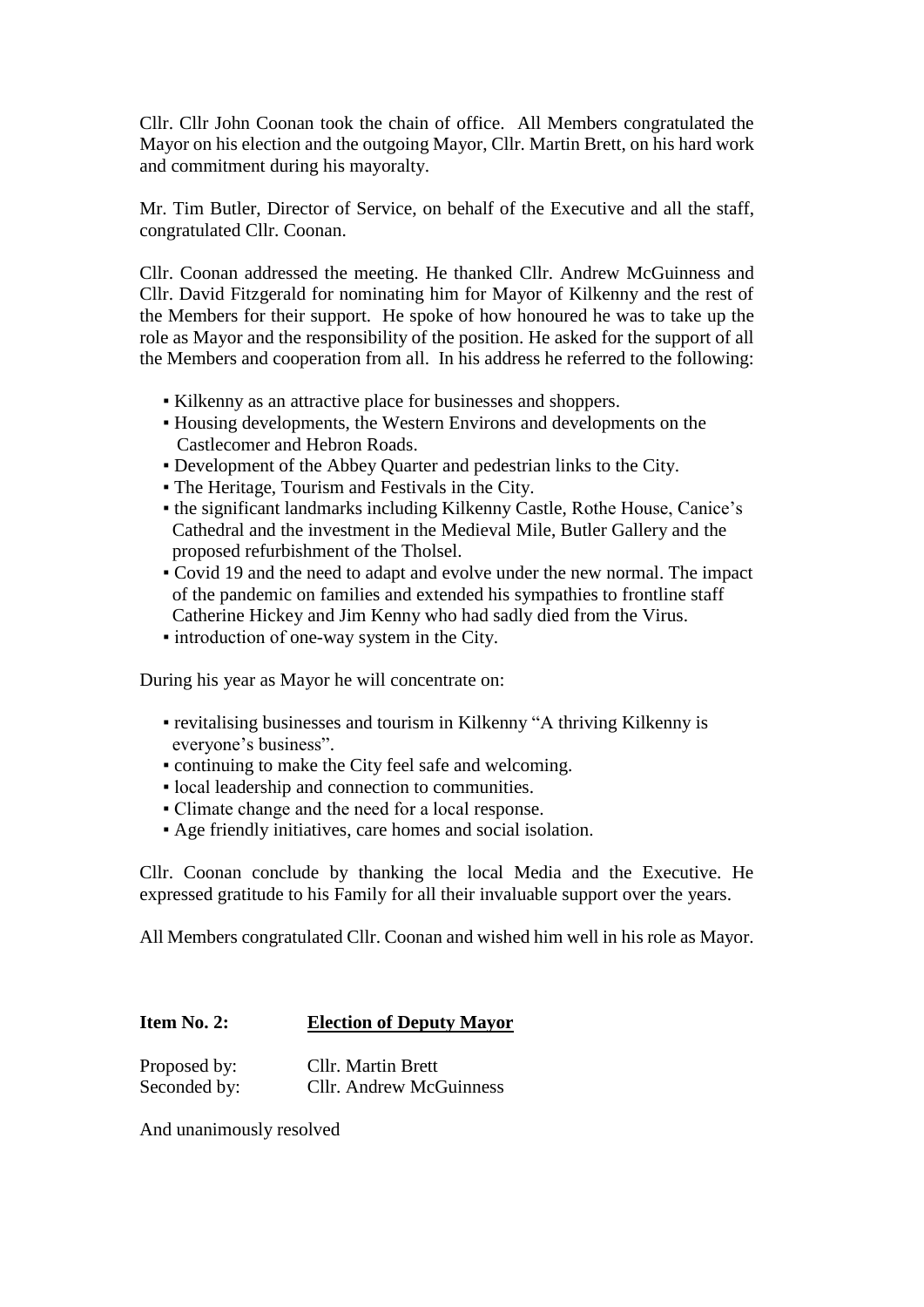Cllr. Cllr John Coonan took the chain of office. All Members congratulated the Mayor on his election and the outgoing Mayor, Cllr. Martin Brett, on his hard work and commitment during his mayoralty.

Mr. Tim Butler, Director of Service, on behalf of the Executive and all the staff, congratulated Cllr. Coonan.

Cllr. Coonan addressed the meeting. He thanked Cllr. Andrew McGuinness and Cllr. David Fitzgerald for nominating him for Mayor of Kilkenny and the rest of the Members for their support. He spoke of how honoured he was to take up the role as Mayor and the responsibility of the position. He asked for the support of all the Members and cooperation from all. In his address he referred to the following:

- Kilkenny as an attractive place for businesses and shoppers.
- Housing developments, the Western Environs and developments on the Castlecomer and Hebron Roads.
- Development of the Abbey Quarter and pedestrian links to the City.
- The Heritage, Tourism and Festivals in the City.
- the significant landmarks including Kilkenny Castle, Rothe House, Canice's Cathedral and the investment in the Medieval Mile, Butler Gallery and the proposed refurbishment of the Tholsel.
- Covid 19 and the need to adapt and evolve under the new normal. The impact of the pandemic on families and extended his sympathies to frontline staff Catherine Hickey and Jim Kenny who had sadly died from the Virus.
- introduction of one-way system in the City.

During his year as Mayor he will concentrate on:

- revitalising businesses and tourism in Kilkenny "A thriving Kilkenny is everyone's business".
- continuing to make the City feel safe and welcoming.
- local leadership and connection to communities.
- Climate change and the need for a local response.
- Age friendly initiatives, care homes and social isolation.

Cllr. Coonan conclude by thanking the local Media and the Executive. He expressed gratitude to his Family for all their invaluable support over the years.

All Members congratulated Cllr. Coonan and wished him well in his role as Mayor.

**Item No. 2:** **Election of Deputy Mayor**

Proposed by: Cllr. Martin Brett
Seconded by: Cllr. Andrew McGuinness

And unanimously resolved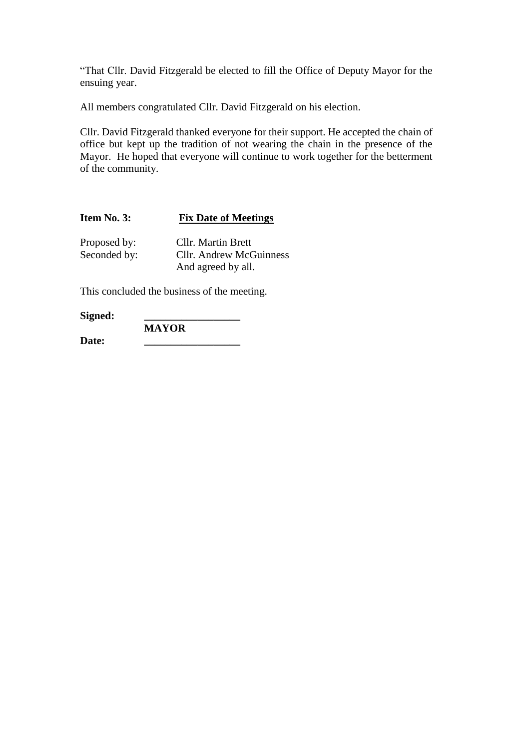"That Cllr. David Fitzgerald be elected to fill the Office of Deputy Mayor for the ensuing year.

All members congratulated Cllr. David Fitzgerald on his election.

Cllr. David Fitzgerald thanked everyone for their support. He accepted the chain of office but kept up the tradition of not wearing the chain in the presence of the Mayor. He hoped that everyone will continue to work together for the betterment of the community.

**Item No. 3:** **Fix Date of Meetings**

Proposed by: Cllr. Martin Brett
Seconded by: Cllr. Andrew McGuinness
And agreed by all.

This concluded the business of the meeting.

**Signed:** ________________
**MAYOR**

**Date:** ________________